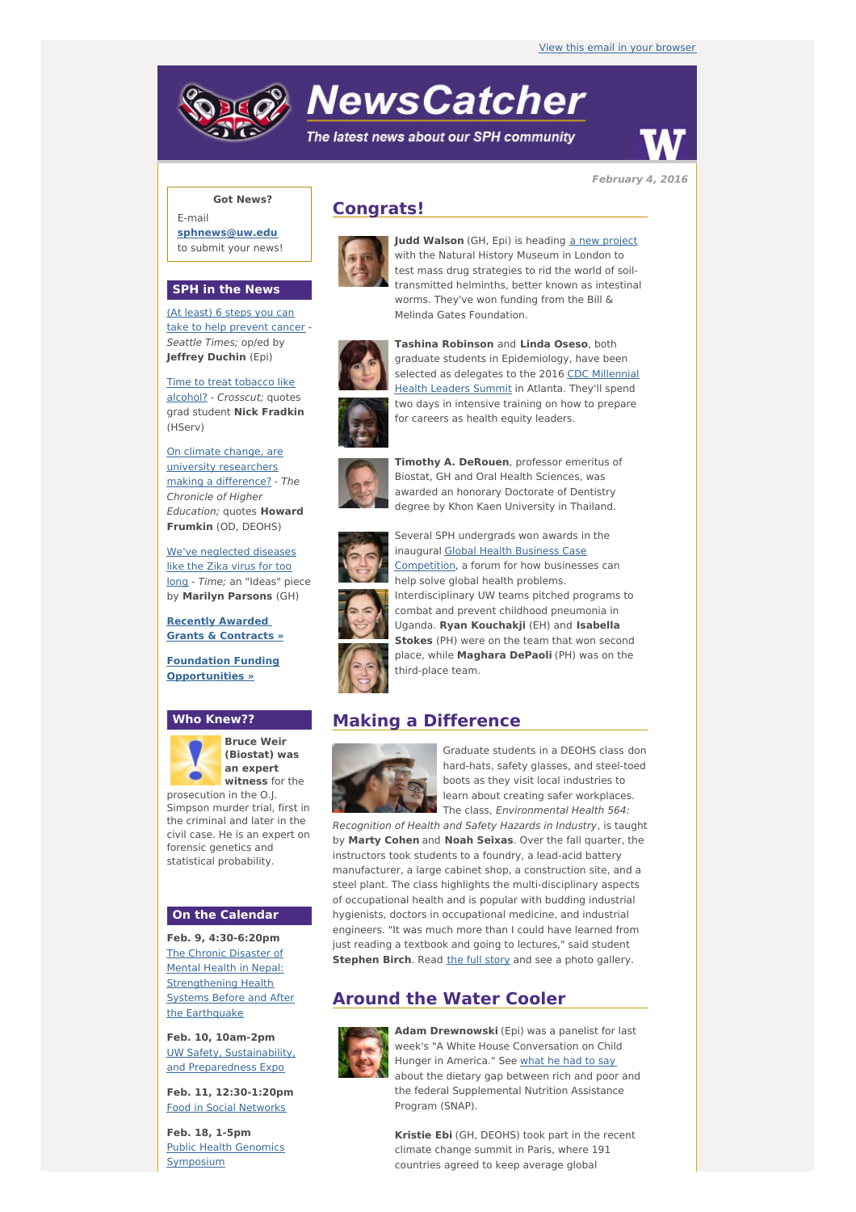View this email in your browser

# NewsCatcher

*The latest news about our SPH community*

**February 4, 2016**

**Got News?**

E-mail **sphnews@uw.edu** to submit your news!

## SPH in the News

(At least) 6 steps you can take to help prevent cancer - *Seattle Times;* op/ed by **Jeffrey Duchin** (Epi)

Time to treat tobacco like alcohol? - *Crosscut;* quotes grad student **Nick Fradkin** (HServ)

On climate change, are university researchers making a difference? - *The Chronicle of Higher Education;* quotes **Howard Frumkin** (OD, DEOHS)

We've neglected diseases like the Zika virus for too long - *Time;* an "Ideas" piece by **Marilyn Parsons** (GH)

**Recently Awarded Grants & Contracts »**

**Foundation Funding Opportunities »**

## Who Knew??

**Bruce Weir (Biostat) was an expert witness** for the prosecution in the O.J. Simpson murder trial, first in the criminal and later in the civil case. He is an expert on forensic genetics and statistical probability.

## On the Calendar

**Feb. 9, 4:30-6:20pm**
The Chronic Disaster of Mental Health in Nepal: Strengthening Health Systems Before and After the Earthquake

**Feb. 10, 10am-2pm**
UW Safety, Sustainability, and Preparedness Expo

**Feb. 11, 12:30-1:20pm**
Food in Social Networks

**Feb. 18, 1-5pm**
Public Health Genomics Symposium

## Congrats!

**Judd Walson** (GH, Epi) is heading a new project with the Natural History Museum in London to test mass drug strategies to rid the world of soil-transmitted helminths, better known as intestinal worms. They've won funding from the Bill & Melinda Gates Foundation.

**Tashina Robinson** and **Linda Oseso**, both graduate students in Epidemiology, have been selected as delegates to the 2016 CDC Millennial Health Leaders Summit in Atlanta. They'll spend two days in intensive training on how to prepare for careers as health equity leaders.

**Timothy A. DeRouen**, professor emeritus of Biostat, GH and Oral Health Sciences, was awarded an honorary Doctorate of Dentistry degree by Khon Kaen University in Thailand.

Several SPH undergrads won awards in the inaugural Global Health Business Case Competition, a forum for how businesses can help solve global health problems. Interdisciplinary UW teams pitched programs to combat and prevent childhood pneumonia in Uganda. **Ryan Kouchakji** (EH) and **Isabella Stokes** (PH) were on the team that won second place, while **Maghara DePaoli** (PH) was on the third-place team.

## Making a Difference

Graduate students in a DEOHS class don hard-hats, safety glasses, and steel-toed boots as they visit local industries to learn about creating safer workplaces. The class, *Environmental Health 564: Recognition of Health and Safety Hazards in Industry*, is taught by **Marty Cohen** and **Noah Seixas**. Over the fall quarter, the instructors took students to a foundry, a lead-acid battery manufacturer, a large cabinet shop, a construction site, and a steel plant. The class highlights the multi-disciplinary aspects of occupational health and is popular with budding industrial hygienists, doctors in occupational medicine, and industrial engineers. "It was much more than I could have learned from just reading a textbook and going to lectures," said student **Stephen Birch**. Read the full story and see a photo gallery.

## Around the Water Cooler

**Adam Drewnowski** (Epi) was a panelist for last week's "A White House Conversation on Child Hunger in America." See what he had to say about the dietary gap between rich and poor and the federal Supplemental Nutrition Assistance Program (SNAP).

**Kristie Ebi** (GH, DEOHS) took part in the recent climate change summit in Paris, where 191 countries agreed to keep average global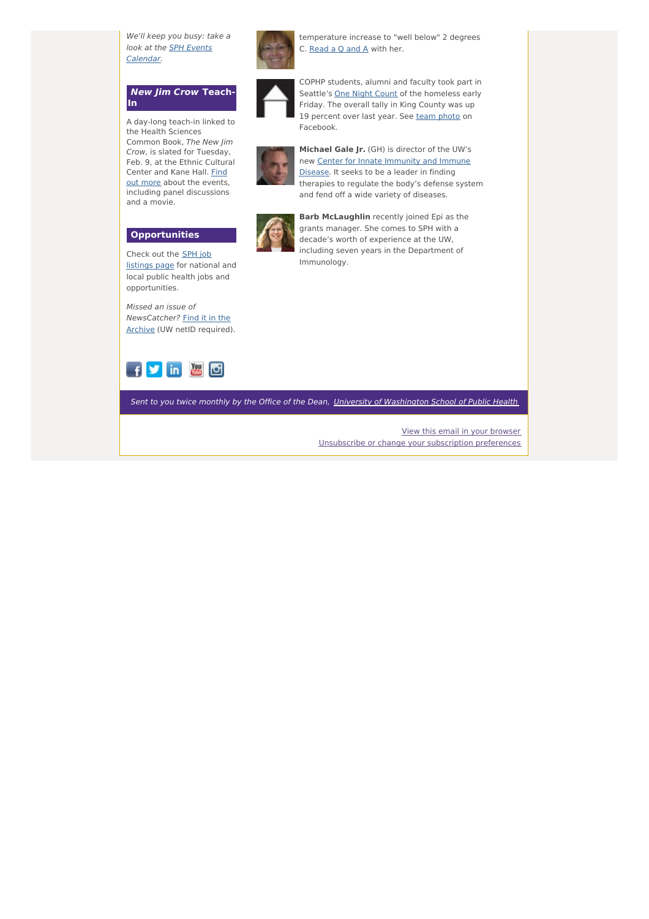*We'll keep you busy: take a look at the SPH Events Calendar.*

## *New Jim Crow* Teach-In

A day-long teach-in linked to the Health Sciences Common Book, *The New Jim Crow*, is slated for Tuesday, Feb. 9, at the Ethnic Cultural Center and Kane Hall. Find out more about the events, including panel discussions and a movie.

## Opportunities

Check out the SPH job listings page for national and local public health jobs and opportunities.

*Missed an issue of NewsCatcher?* Find it in the Archive (UW netID required).

temperature increase to "well below" 2 degrees C. Read a Q and A with her.

COPHP students, alumni and faculty took part in Seattle's One Night Count of the homeless early Friday. The overall tally in King County was up 19 percent over last year. See team photo on Facebook.

**Michael Gale Jr.** (GH) is director of the UW's new Center for Innate Immunity and Immune Disease. It seeks to be a leader in finding therapies to regulate the body's defense system and fend off a wide variety of diseases.

**Barb McLaughlin** recently joined Epi as the grants manager. She comes to SPH with a decade's worth of experience at the UW, including seven years in the Department of Immunology.

*Sent to you twice monthly by the Office of the Dean, University of Washington School of Public Health*

View this email in your browser

Unsubscribe or change your subscription preferences